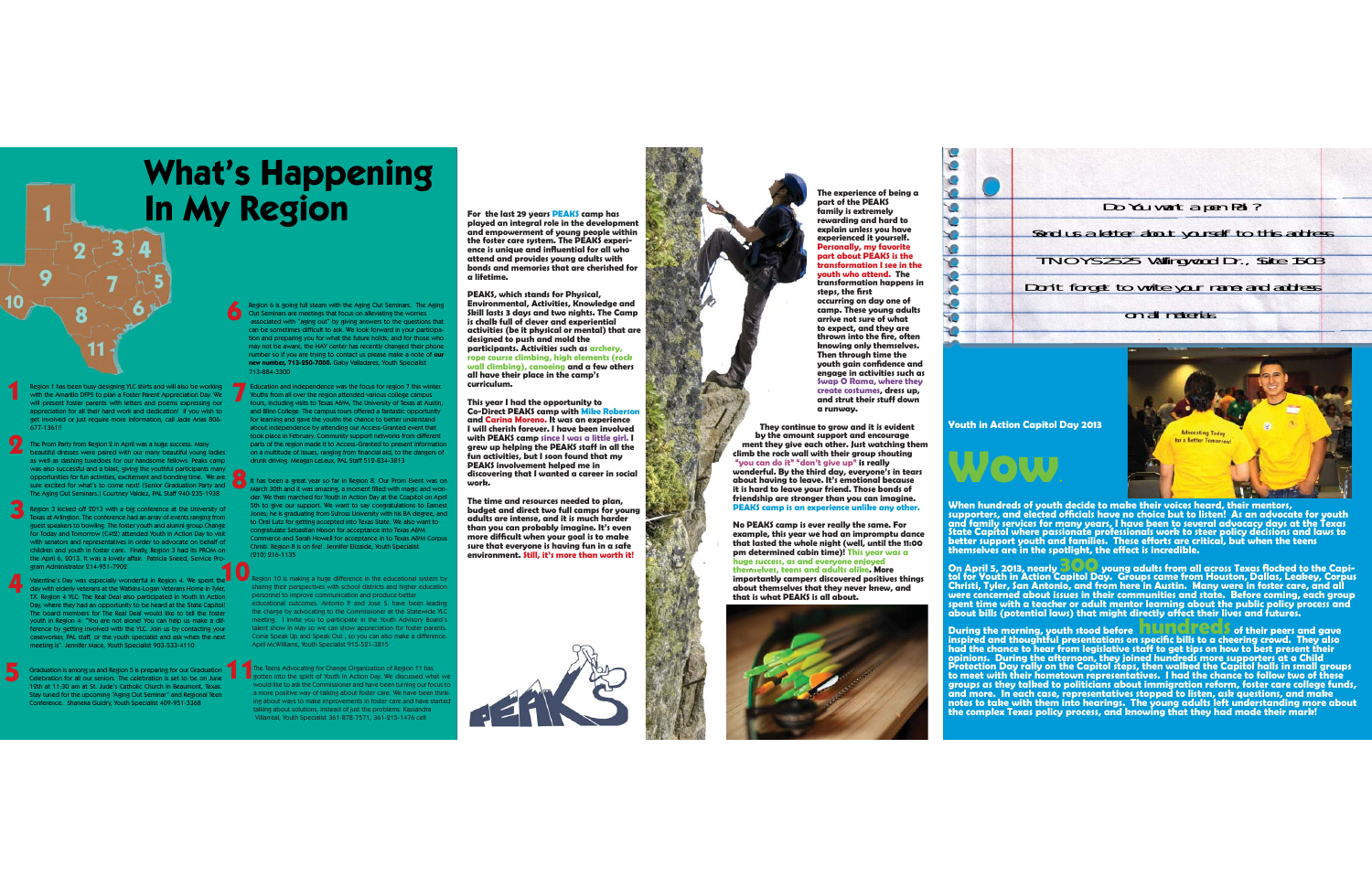# What's Happening In My Region

**1** Region 1 has been busy designing YLC shirts and will also be working with the Amarillo DFPS to plan a Foster Parent Appreciation Day. We will present foster parents with letters and poems expressing our appreciation for all their hard work and dedication! If you wish to get involved or just require more information, call Jade Arias 806-677-1361!!

**2** The Prom Party from Region 2 in April was a huge success. Many beautiful dresses were paired with our many beautiful young ladies as well as dashing tuxedoes for our handsome fellows. Peaks camp was also successful and a blast, giving the youthful participants many opportunities for fun activities, excitement and bonding time. We are sure excited for what's to come next! (Senior Graduation Party and The Aging Out Seminars.) Courtney Valdez, PAL Staff 940-935-1938

**3** Region 3 kicked off 2013 with a big conference at the University of Texas at Arlington. The conference had an array of events ranging from guest speakers to bowling. The foster youth and alumni group Change for Today and Tomorrow (C4T2) attended Youth in Action Day to visit with senators and representatives in order to advocate on behalf of children and youth in foster care. Finally, Region 3 had its PROM on the April 6, 2013. It was a lovely affair. Patricia Sneed, Service Program Administrator 214-951-7902

**4** Valentine's Day was especially wonderful in Region 4. We spent the day with elderly veterans at the Watkins-Logan Veterans Home in Tyler, TX. Region 4 YLC: The Real Deal also participated in Youth in Action Day, where they had an opportunity to be heard at the State Capitol! The board members for The Real Deal would like to tell the foster youth in Region 4: "You are not alone! You can help us make a difference by getting involved with the YLC. Join us by contacting your caseworker, PAL staff, or the youth specialist and ask when the next meeting is". Jennifer Mace, Youth Specialist 903-533-4110

**5** Graduation is among us and Region 5 is preparing for our Graduation Celebration for all our seniors. The celebration is set to be on June 12th at 11:30 am at St. Jude's Catholic Church in Beaumont, Texas. Stay tuned for the upcoming "Aging Out Seminar" and Regional Teen Conference. Shaneka Guidry, Youth Specialist 409-951-3368

**6** Region 6 is going full steam with the Aging Out Seminars. The Aging Out Seminars are meetings that focus on alleviating the worries associated with "aging out" by giving answers to the questions that can be sometimes difficult to ask. We look forward in your participation and preparing you for what the future holds; and for those who may not be aware, the HAY center has recently changed their phone number so if you are trying to contact us please make a note of **our new number, 713-850-7000.** Gaby Valladares, Youth Specialist 713-884-3300

**7** Education and independence was the focus for region 7 this winter. Youths from all over the region attended various college campus tours, including visits to Texas A&M, The University of Texas at Austin, and Blinn College. The campus tours offered a fantastic opportunity for learning and gave the youths the chance to better understand about independence by attending our Access-Granted event that took place in February. Community support networks from different parts of the region made it to Access-Granted to present information on a multitude of issues, ranging from financial aid, to the dangers of drunk driving. Meagan LeLeux, PAL Staff 512-834-3813

**8** It has been a great year so far in Region 8. Our Prom Event was on March 30th and it was amazing, a moment filled with magic and wonder. We then marched for Youth In Action Day at the Capitol on April 5th to give our support. We want to say congratulations to Earnest Jones; he is graduating from Sulross University with his BA degree, and to Oral Lutz for getting accepted into Texas State. We also want to congratulate Sebastian Nixson for acceptance into Texas A&M Commerce and Sarah Howell for acceptance in to Texas A&M Corpus Christi. Region 8 is on fire! Jennifer Elizalde, Youth Specialist (210) 916-1135

**10** Region 10 is making a huge difference in the educational system by sharing their perspectives with school districts and higher education personnel to improve communication and produce better educational outcomes. Antonio P. and Jose S. have been leading the charge by advocating to the Commissioner at the Statewide YLC meeting. I invite you to participate in the Youth Advisory Board's talent show in May so we can show appreciation for foster parents. Come Speak Up and Speak Out , so you can also make a difference. April McWilliams, Youth Specialist 915-521-3815

**11** The Teens Advocating for Change Organization of Region 11 has gotten into the spirit of Youth In Action Day. We discussed what we would like to ask the Commissioner and have been turning our focus to a more positive way of talking about foster care. We have been thinking about ways to make improvements in foster care and have started talking about solutions, instead of just the problems. Kassandra Villarreal, Youth Specialist 361-878-7571, 361-215-1476 cell

---

**For the last 29 years PEAKS camp has played an integral role in the development and empowerment of young people within the foster care system. The PEAKS experience is unique and influential for all who attend and provides young adults with bonds and memories that are cherished for a lifetime.**

**PEAKS, which stands for Physical, Environmental, Activities, Knowledge and Skill lasts 3 days and two nights. The Camp is chalk full of clever and experiential activities (be it physical or mental) that are designed to push and mold the participants. Activities such as archery, rope course climbing, high elements (rock wall climbing), canoeing and a few others all have their place in the camp's curriculum.**

**This year I had the opportunity to Co-Direct PEAKS camp with Mike Roberson and Carina Moreno. It was an experience I will cherish forever. I have been involved with PEAKS camp since I was a little girl. I grew up helping the PEAKS staff in all the fun activities, but I soon found that my PEAKS involvement helped me in discovering that I wanted a career in social work.**

**The time and resources needed to plan, budget and direct two full camps for young adults are intense, and it is much harder than you can probably imagine. It's even more difficult when your goal is to make sure that everyone is having fun in a safe environment. Still, it's more than worth it!**

**The experience of being a part of the PEAKS family is extremely rewarding and hard to explain unless you have experienced it yourself. Personally, my favorite part about PEAKS is the transformation I see in the youth who attend. The transformation happens in steps, the first occurring on day one of camp. These young adults arrive not sure of what to expect, and they are thrown into the fire, often knowing only themselves. Then through time the youth gain confidence and engage in activities such as Swap O Rama, where they create costumes, dress up, and strut their stuff down a runway.**

**They continue to grow and it is evident by the amount support and encouragement they give each other. Just watching them climb the rock wall with their group shouting "you can do it" "don't give up" is really wonderful. By the third day, everyone's in tears about having to leave. It's emotional because it is hard to leave your friend. Those bonds of friendship are stronger than you can imagine. PEAKS camp is an experience unlike any other.**

**No PEAKS camp is ever really the same. For example, this year we had an impromptu dance that lasted the whole night (well, until the 11:00 pm determined cabin time)! This year was a huge success, as and everyone enjoyed themselves, teens and adults alike. More importantly campers discovered positives things about themselves that they never knew, and that is what PEAKS is all about.**

---

Do You want a pen Pal?

Send us a letter about yourself to this address

TNOYS 2525 Wallingwood Dr., Suite 1503

Don't forget to write your name and address on all materials

---

## Youth in Action Capitol Day 2013

# Wow.

**When hundreds of youth decide to make their voices heard, their mentors, supporters, and elected officials have no choice but to listen! As an advocate for youth and family services for many years, I have been to several advocacy days at the Texas State Capitol where passionate professionals work to steer policy decisions and laws to better support youth and families. These efforts are critical, but when the teens themselves are in the spotlight, the effect is incredible.**

**On April 5, 2013, nearly 300 young adults from all across Texas flocked to the Capitol for Youth in Action Capitol Day. Groups came from Houston, Dallas, Leakey, Corpus Christi, Tyler, San Antonio, and from here in Austin. Many were in foster care, and all were concerned about issues in their communities and state. Before coming, each group spent time with a teacher or adult mentor learning about the public policy process and about bills (potential laws) that might directly affect their lives and futures.**

**During the morning, youth stood before hundreds of their peers and gave inspired and thoughtful presentations on specific bills to a cheering crowd. They also had the chance to hear from legislative staff to get tips on how to best present their opinions. During the afternoon, they joined hundreds more supporters at a Child Protection Day rally on the Capitol steps, then walked the Capitol halls in small groups to meet with their hometown representatives. I had the chance to follow two of these groups as they talked to politicians about immigration reform, foster care college funds, and more. In each case, representatives stopped to listen, ask questions, and make notes to take with them into hearings. The young adults left understanding more about the complex Texas policy process, and knowing that they had made their mark!**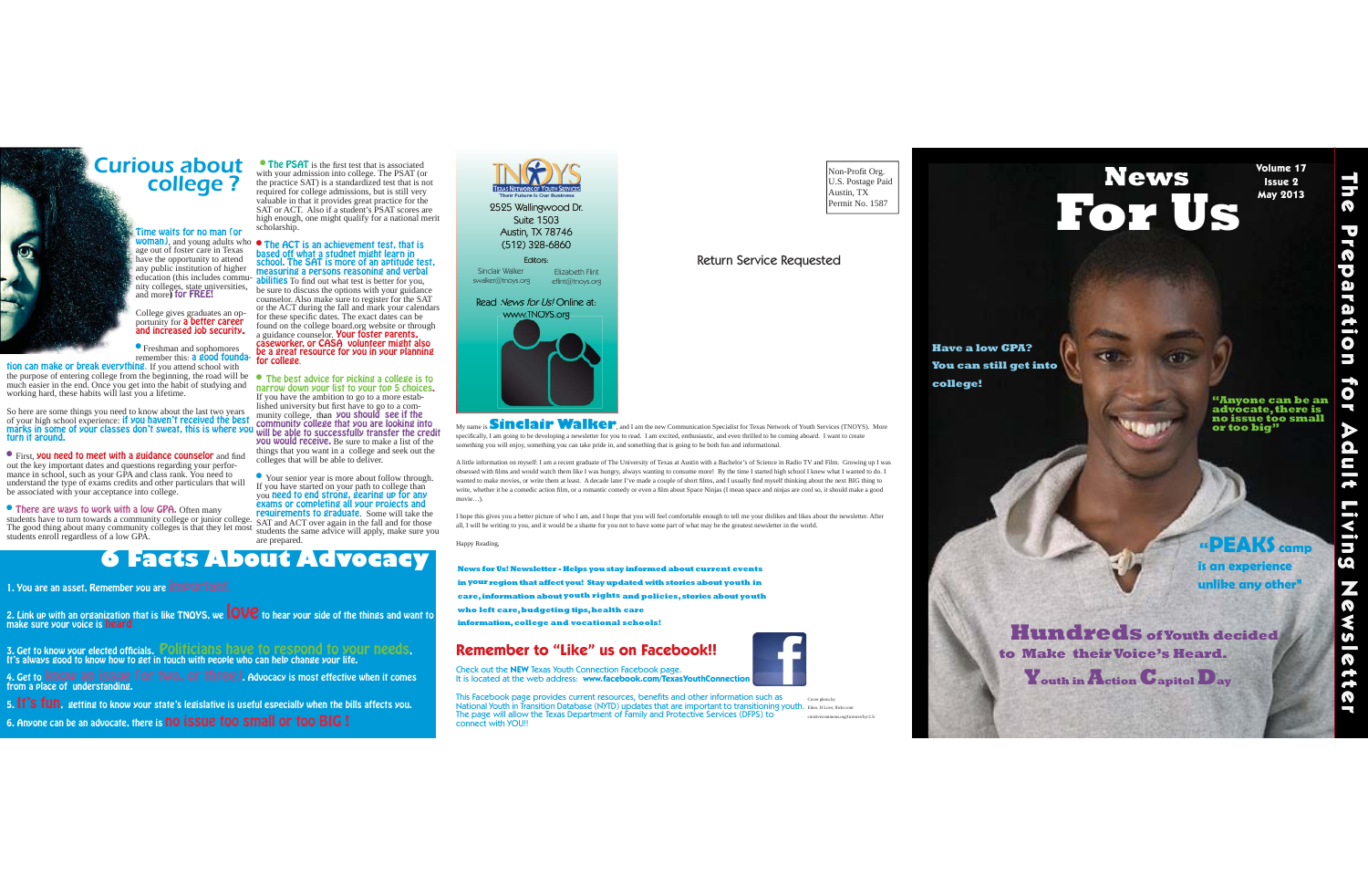# Curious about college ?

Time waits for no man (or woman), and young adults who age out of foster care in Texas have the opportunity to attend any public institution of higher education (this includes community colleges, state universities, and more) for FREE!

College gives graduates an opportunity for a better career and increased job security.

- Freshman and sophomores remember this: a good foundation can make or break everything. If you attend school with the purpose of entering college from the beginning, the road will be much easier in the end. Once you get into the habit of studying and working hard, these habits will last you a lifetime.

So here are some things you need to know about the last two years of your high school experience: if you haven't received the best marks in some of your classes don't sweat, this is where you turn it around.

- First, you need to meet with a guidance counselor and find out the key important dates and questions regarding your performance in school, such as your GPA and class rank. You need to understand the type of exams credits and other particulars that will be associated with your acceptance into college.

- There are ways to work with a low GPA. Often many students have to turn towards a community college or junior college. The good thing about many community colleges is that they let most students enroll regardless of a low GPA.

- The PSAT is the first test that is associated with your admission into college. The PSAT (or the practice SAT) is a standardized test that is not required for college admissions, but is still very valuable in that it provides great practice for the SAT or ACT. Also if a student's PSAT scores are high enough, one might qualify for a national merit scholarship.

- The ACT is an achievement test, that is based off what a studnet might learn in school. The SAT is more of an aptitude test, measuring a persons reasoning and verbal abilities To find out what test is better for you, be sure to discuss the options with your guidance counselor. Also make sure to register for the SAT or the ACT during the fall and mark your calendars for these specific dates. The exact dates can be found on the college board.org website or through a guidance counselor. Your foster parents, caseworker, or CASA volunteer might also be a great resource for you in your planning for college.

- The best advice for picking a college is to narrow down your list to your top 5 choices. If you have the ambition to go to a more established university but first have to go to a community college, than you should see if the community college that you are looking into will be able to successfully transfer the credit you would receive. Be sure to make a list of the things that you want in a college and seek out the colleges that will be able to deliver.

- Your senior year is more about follow through. If you have started on your path to college than you need to end strong, gearing up for any exams or completing all your projects and requirements to graduate. Some will take the SAT and ACT over again in the fall and for those students the same advice will apply, make sure you are prepared.

# 6 Facts About Advocacy

1. You are an asset. Remember you are important.
2. Link up with an organization that is like TNOYS, we love to hear your side of the things and want to make sure your voice is heard.
3. Get to know your elected officials. Politicians have to respond to your needs. It's always good to know how to get in touch with people who can help change your life.
4. Get to know an issue (or two, or three). Advocacy is most effective when it comes from a place of understanding.
5. It's fun, getting to know your state's legislative is useful especially when the bills affects you.
6. Anyone can be an advocate, there is no issue too small or too BIG !

TNOYS
Texas Network of Youth Services
Their Future is Our Business

2525 Wallingwood Dr.
Suite 1503
Austin, TX 78746
(512) 328-6860

Editors:
Sinclair Walker — swalker@tnoys.org
Elizabeth Flint — eflint@tnoys.org

Read *News for Us!* Online at: www.TNOYS.org

Non-Profit Org.
U.S. Postage Paid
Austin, TX
Permit No. 1587

Return Service Requested

My name is **Sinclair Walker**, and I am the new Communication Specialist for Texas Network of Youth Services (TNOYS). More specifically, I am going to be developing a newsletter for you to read. I am excited, enthusiastic, and even thrilled to be coming aboard. I want to create something you will enjoy, something you can take pride in, and something that is going to be both fun and informational.

A little information on myself: I am a recent graduate of The University of Texas at Austin with a Bachelor's of Science in Radio TV and Film. Growing up I was obsessed with films and would watch them like I was hungry, always wanting to consume more! By the time I started high school I knew what I wanted to do. I wanted to make movies, or write them at least. A decade later I've made a couple of short films, and I usually find myself thinking about the next BIG thing to write, whether it be a comedic action film, or a romantic comedy or even a film about Space Ninjas (I mean space and ninjas are cool so, it should make a good movie…).

I hope this gives you a better picture of who I am, and I hope that you will feel comfortable enough to tell me your dislikes and likes about the newsletter. After all, I will be writing to you, and it would be a shame for you not to have some part of what may be the greatest newsletter in the world.

Happy Reading,

**News for Us! Newsletter - Helps you stay informed about current events in your region that affect you! Stay updated with stories about youth in care, information about youth rights and policies, stories about youth who left care, budgeting tips, health care information, college and vocational schools!**

## Remember to "Like" us on Facebook!!

Check out the NEW Texas Youth Connection Facebook page.
It is located at the web address: **www.facebook.com/TexasYouthConnection**

This Facebook page provides current resources, benefits and other information such as National Youth in Transition Database (NYTD) updates that are important to transitioning youth. The page will allow the Texas Department of Family and Protective Services (DFPS) to connect with YOU!!

Cover photo by
Eliza, H Love, flickr.com
creativecommons.org/licenses/by/2.5/

# News For Us

Volume 17
Issue 2
May 2013

The Preparation for Adult Living Newsletter

Have a low GPA? You can still get into college!

"Anyone can be an advocate, there is no issue too small or too big"

"PEAKS camp is an experience unlike any other"

Hundreds of Youth decided to Make their Voice's Heard.

Youth in Action Capitol Day